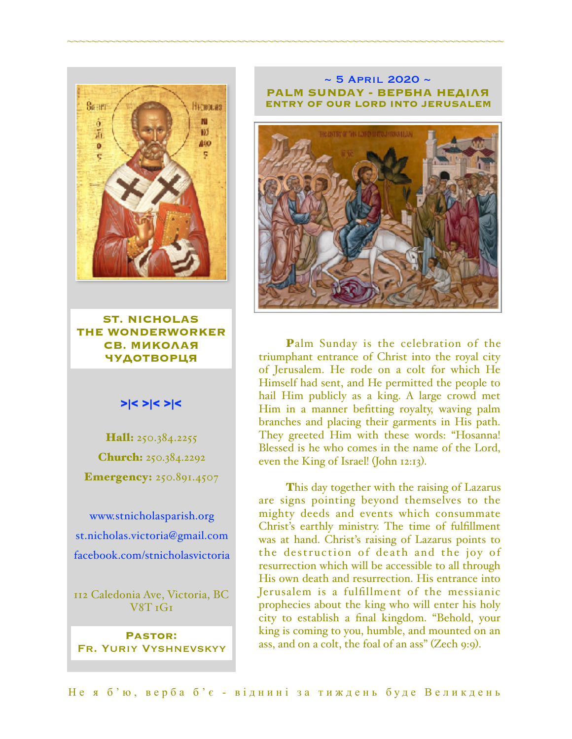**ST. NICHOLAS THE WONDERWORKER**
**СВ. МИКОЛАЯ ЧУДОТВОРЦЯ**

>|< >|< >|<

**Hall:** 250.384.2255

**Church:** 250.384.2292

**Emergency:** 250.891.4507

www.stnicholasparish.org

st.nicholas.victoria@gmail.com

facebook.com/stnicholasvictoria

112 Caledonia Ave, Victoria, BC V8T 1G1

**Pastor:**
**Fr. Yuriy Vyshnevskyy**

## ~ 5 April 2020 ~
## PALM SUNDAY - ВЕРБНА НЕДІЛЯ
### ENTRY OF OUR LORD INTO JERUSALEM

**P**alm Sunday is the celebration of the triumphant entrance of Christ into the royal city of Jerusalem. He rode on a colt for which He Himself had sent, and He permitted the people to hail Him publicly as a king. A large crowd met Him in a manner befitting royalty, waving palm branches and placing their garments in His path. They greeted Him with these words: "Hosanna! Blessed is he who comes in the name of the Lord, even the King of Israel! (John 12:13).

**T**his day together with the raising of Lazarus are signs pointing beyond themselves to the mighty deeds and events which consummate Christ's earthly ministry. The time of fulfillment was at hand. Christ's raising of Lazarus points to the destruction of death and the joy of resurrection which will be accessible to all through His own death and resurrection. His entrance into Jerusalem is a fulfillment of the messianic prophecies about the king who will enter his holy city to establish a final kingdom. "Behold, your king is coming to you, humble, and mounted on an ass, and on a colt, the foal of an ass" (Zech 9:9).

Не я б'ю, верба б'є - віднині за тиждень буде Великдень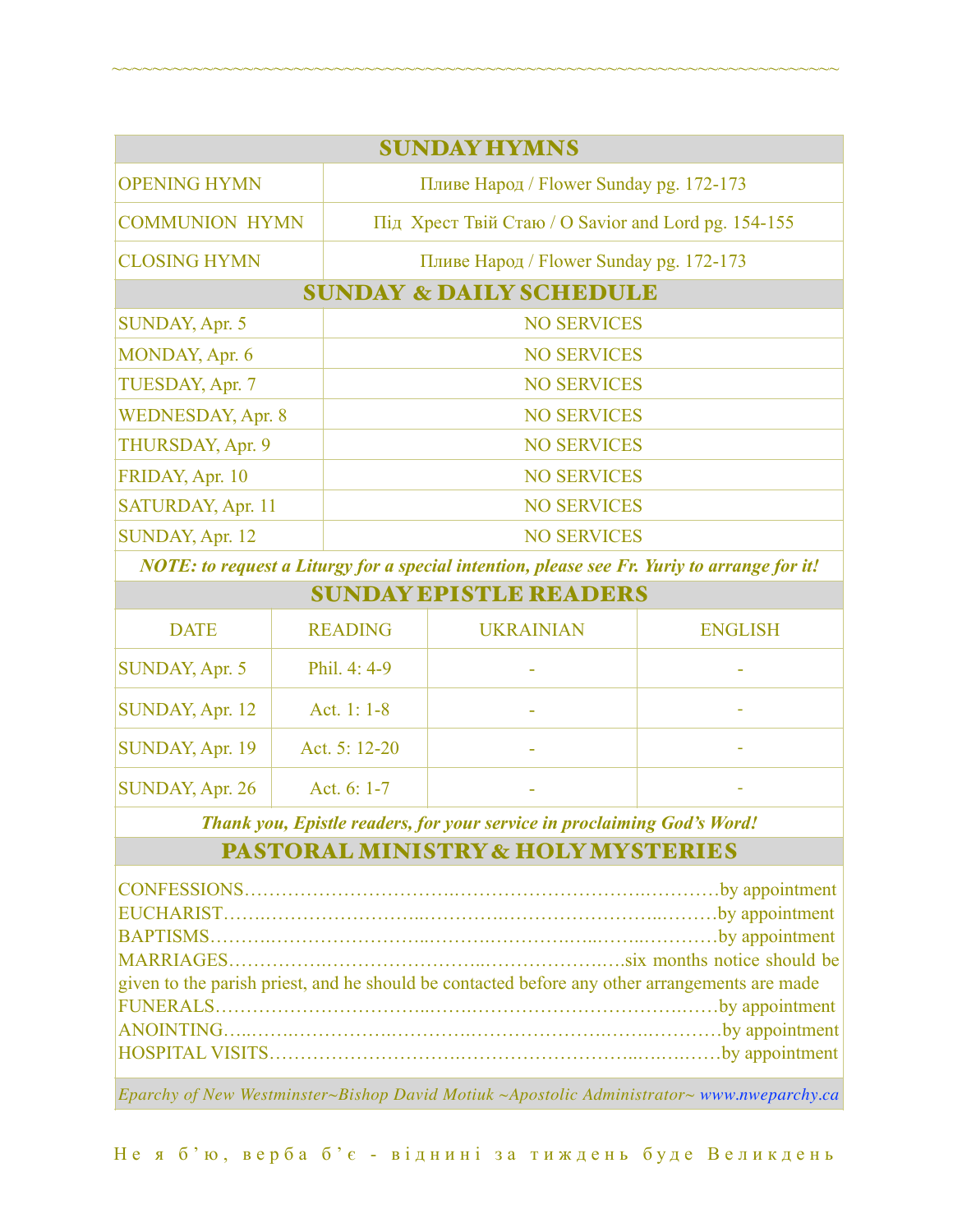## SUNDAY HYMNS

| | |
|---|---|
| OPENING HYMN | Пливе Народ / Flower Sunday pg. 172-173 |
| COMMUNION HYMN | Під Хрест Твій Стаю / O Savior and Lord pg. 154-155 |
| CLOSING HYMN | Пливе Народ / Flower Sunday pg. 172-173 |

## SUNDAY & DAILY SCHEDULE

| | |
|---|---|
| SUNDAY, Apr. 5 | NO SERVICES |
| MONDAY, Apr. 6 | NO SERVICES |
| TUESDAY, Apr. 7 | NO SERVICES |
| WEDNESDAY, Apr. 8 | NO SERVICES |
| THURSDAY, Apr. 9 | NO SERVICES |
| FRIDAY, Apr. 10 | NO SERVICES |
| SATURDAY, Apr. 11 | NO SERVICES |
| SUNDAY, Apr. 12 | NO SERVICES |

***NOTE: to request a Liturgy for a special intention, please see Fr. Yuriy to arrange for it!***

## SUNDAY EPISTLE READERS

| DATE | READING | UKRAINIAN | ENGLISH |
|---|---|---|---|
| SUNDAY, Apr. 5 | Phil. 4: 4-9 | - | - |
| SUNDAY, Apr. 12 | Act. 1: 1-8 | - | - |
| SUNDAY, Apr. 19 | Act. 5: 12-20 | - | - |
| SUNDAY, Apr. 26 | Act. 6: 1-7 | - | - |

***Thank you, Epistle readers, for your service in proclaiming God's Word!***

## PASTORAL MINISTRY & HOLY MYSTERIES

CONFESSIONS…………………………………………………………………by appointment
EUCHARIST…………………………………………………………………by appointment
BAPTISMS…………………………………………………………………by appointment
MARRIAGES………………………………………………………six months notice should be given to the parish priest, and he should be contacted before any other arrangements are made
FUNERALS…………………………………………………………………by appointment
ANOINTING…………………………………………………………………by appointment
HOSPITAL VISITS……………………………………………………………by appointment

*Eparchy of New Westminster~Bishop David Motiuk ~Apostolic Administrator~ www.nweparchy.ca*

Не я б'ю, верба б'є - віднині за тиждень буде Великдень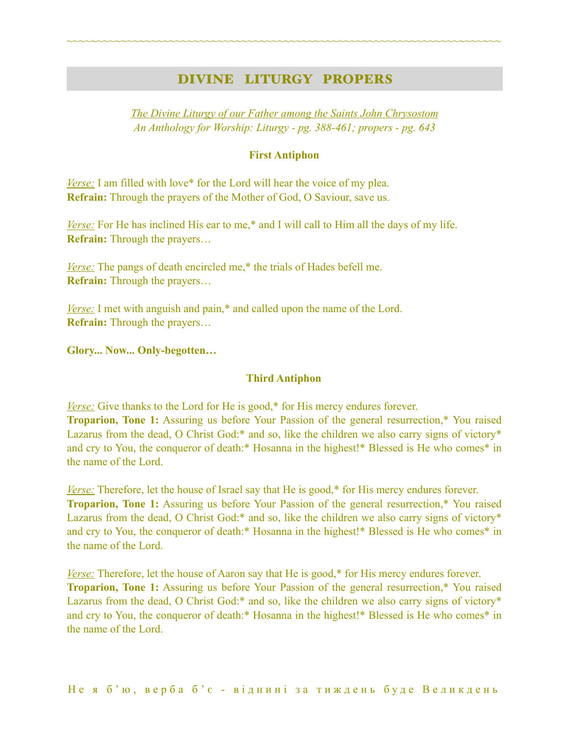# DIVINE LITURGY PROPERS

*The Divine Liturgy of our Father among the Saints John Chrysostom*
*An Anthology for Worship: Liturgy - pg. 388-461; propers - pg. 643*

### First Antiphon

*Verse:* I am filled with love* for the Lord will hear the voice of my plea.
**Refrain:** Through the prayers of the Mother of God, O Saviour, save us.

*Verse:* For He has inclined His ear to me,* and I will call to Him all the days of my life.
**Refrain:** Through the prayers…

*Verse:* The pangs of death encircled me,* the trials of Hades befell me.
**Refrain:** Through the prayers…

*Verse:* I met with anguish and pain,* and called upon the name of the Lord.
**Refrain:** Through the prayers…

**Glory... Now... Only-begotten…**

### Third Antiphon

*Verse:* Give thanks to the Lord for He is good,* for His mercy endures forever.
**Troparion, Tone 1:** Assuring us before Your Passion of the general resurrection,* You raised Lazarus from the dead, O Christ God:* and so, like the children we also carry signs of victory* and cry to You, the conqueror of death:* Hosanna in the highest!* Blessed is He who comes* in the name of the Lord.

*Verse:* Therefore, let the house of Israel say that He is good,* for His mercy endures forever.
**Troparion, Tone 1:** Assuring us before Your Passion of the general resurrection,* You raised Lazarus from the dead, O Christ God:* and so, like the children we also carry signs of victory* and cry to You, the conqueror of death:* Hosanna in the highest!* Blessed is He who comes* in the name of the Lord.

*Verse:* Therefore, let the house of Aaron say that He is good,* for His mercy endures forever.
**Troparion, Tone 1:** Assuring us before Your Passion of the general resurrection,* You raised Lazarus from the dead, O Christ God:* and so, like the children we also carry signs of victory* and cry to You, the conqueror of death:* Hosanna in the highest!* Blessed is He who comes* in the name of the Lord.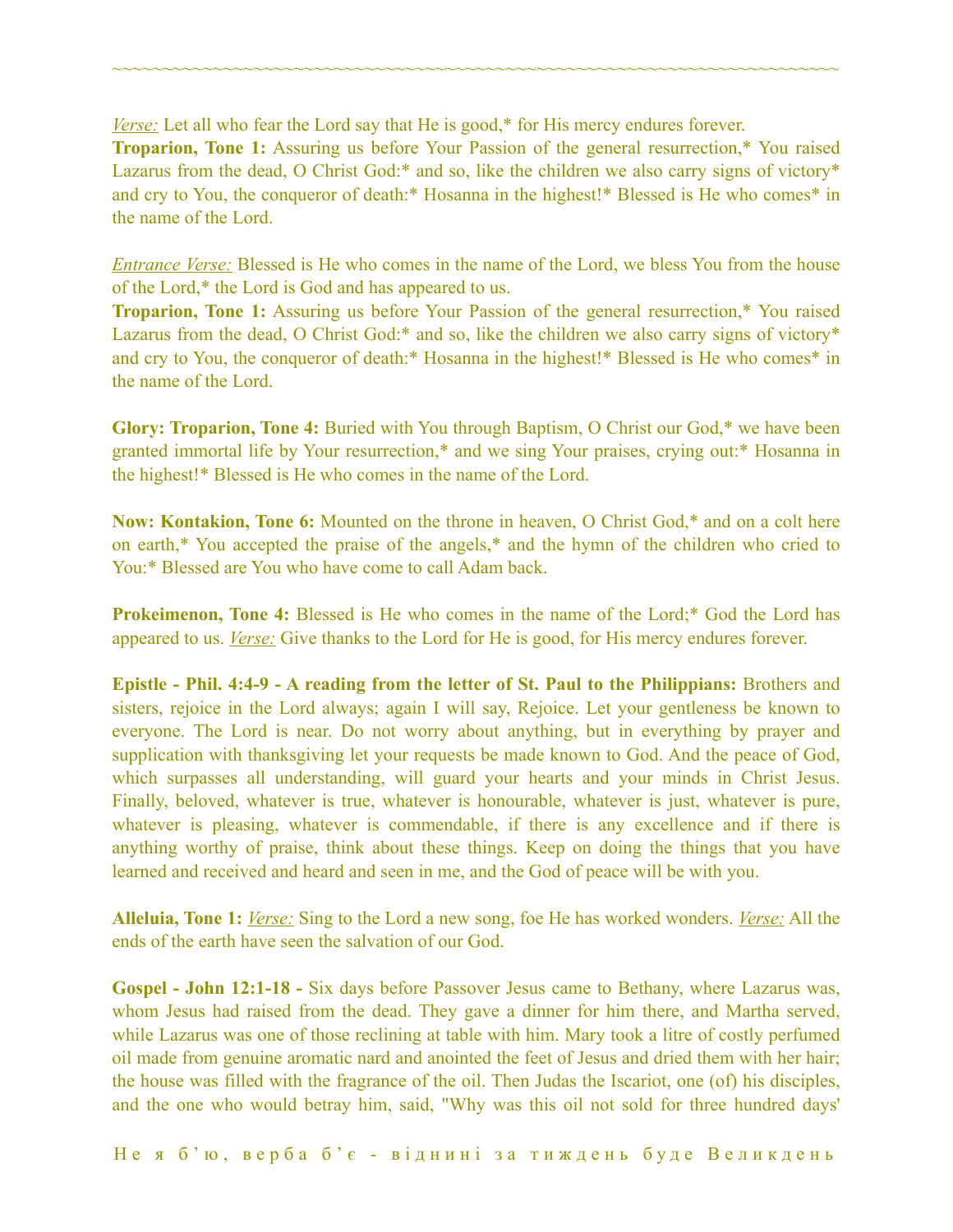~~~~~~~~~~~~~~~~~~~~~~~~~~~~~~~~~~~~~~~~~~~~~~~~~~~~~~~~~~~~~~~~~~~~~~~~~~~~

_Verse:_ Let all who fear the Lord say that He is good,* for His mercy endures forever.
**Troparion, Tone 1:** Assuring us before Your Passion of the general resurrection,* You raised Lazarus from the dead, O Christ God:* and so, like the children we also carry signs of victory* and cry to You, the conqueror of death:* Hosanna in the highest!* Blessed is He who comes* in the name of the Lord.

_Entrance Verse:_ Blessed is He who comes in the name of the Lord, we bless You from the house of the Lord,* the Lord is God and has appeared to us.
**Troparion, Tone 1:** Assuring us before Your Passion of the general resurrection,* You raised Lazarus from the dead, O Christ God:* and so, like the children we also carry signs of victory* and cry to You, the conqueror of death:* Hosanna in the highest!* Blessed is He who comes* in the name of the Lord.

**Glory: Troparion, Tone 4:** Buried with You through Baptism, O Christ our God,* we have been granted immortal life by Your resurrection,* and we sing Your praises, crying out:* Hosanna in the highest!* Blessed is He who comes in the name of the Lord.

**Now: Kontakion, Tone 6:** Mounted on the throne in heaven, O Christ God,* and on a colt here on earth,* You accepted the praise of the angels,* and the hymn of the children who cried to You:* Blessed are You who have come to call Adam back.

**Prokeimenon, Tone 4:** Blessed is He who comes in the name of the Lord;* God the Lord has appeared to us. _Verse:_ Give thanks to the Lord for He is good, for His mercy endures forever.

**Epistle - Phil. 4:4-9 - A reading from the letter of St. Paul to the Philippians:** Brothers and sisters, rejoice in the Lord always; again I will say, Rejoice. Let your gentleness be known to everyone. The Lord is near. Do not worry about anything, but in everything by prayer and supplication with thanksgiving let your requests be made known to God. And the peace of God, which surpasses all understanding, will guard your hearts and your minds in Christ Jesus. Finally, beloved, whatever is true, whatever is honourable, whatever is just, whatever is pure, whatever is pleasing, whatever is commendable, if there is any excellence and if there is anything worthy of praise, think about these things. Keep on doing the things that you have learned and received and heard and seen in me, and the God of peace will be with you.

**Alleluia, Tone 1:** _Verse:_ Sing to the Lord a new song, foe He has worked wonders. _Verse:_ All the ends of the earth have seen the salvation of our God.

**Gospel - John 12:1-18 -** Six days before Passover Jesus came to Bethany, where Lazarus was, whom Jesus had raised from the dead. They gave a dinner for him there, and Martha served, while Lazarus was one of those reclining at table with him. Mary took a litre of costly perfumed oil made from genuine aromatic nard and anointed the feet of Jesus and dried them with her hair; the house was filled with the fragrance of the oil. Then Judas the Iscariot, one (of) his disciples, and the one who would betray him, said, "Why was this oil not sold for three hundred days'

Не я б'ю, верба б'є - віднині за тиждень буде Великдень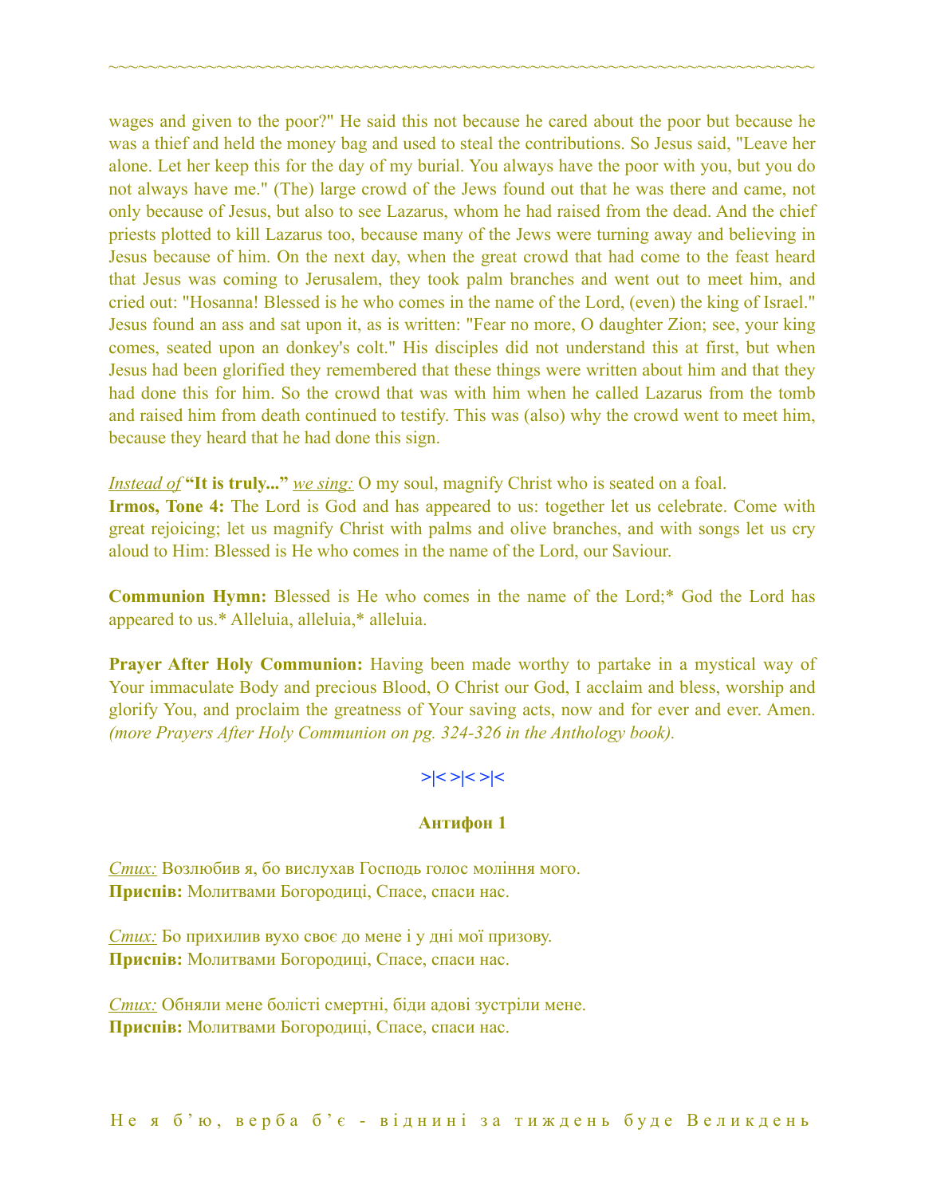wages and given to the poor?" He said this not because he cared about the poor but because he was a thief and held the money bag and used to steal the contributions. So Jesus said, "Leave her alone. Let her keep this for the day of my burial. You always have the poor with you, but you do not always have me." (The) large crowd of the Jews found out that he was there and came, not only because of Jesus, but also to see Lazarus, whom he had raised from the dead. And the chief priests plotted to kill Lazarus too, because many of the Jews were turning away and believing in Jesus because of him. On the next day, when the great crowd that had come to the feast heard that Jesus was coming to Jerusalem, they took palm branches and went out to meet him, and cried out: "Hosanna! Blessed is he who comes in the name of the Lord, (even) the king of Israel." Jesus found an ass and sat upon it, as is written: "Fear no more, O daughter Zion; see, your king comes, seated upon an donkey's colt." His disciples did not understand this at first, but when Jesus had been glorified they remembered that these things were written about him and that they had done this for him. So the crowd that was with him when he called Lazarus from the tomb and raised him from death continued to testify. This was (also) why the crowd went to meet him, because they heard that he had done this sign.

*Instead of* **"It is truly..."** *we sing:* O my soul, magnify Christ who is seated on a foal.
**Irmos, Tone 4:** The Lord is God and has appeared to us: together let us celebrate. Come with great rejoicing; let us magnify Christ with palms and olive branches, and with songs let us cry aloud to Him: Blessed is He who comes in the name of the Lord, our Saviour.

**Communion Hymn:** Blessed is He who comes in the name of the Lord;* God the Lord has appeared to us.* Alleluia, alleluia,* alleluia.

**Prayer After Holy Communion:** Having been made worthy to partake in a mystical way of Your immaculate Body and precious Blood, O Christ our God, I acclaim and bless, worship and glorify You, and proclaim the greatness of Your saving acts, now and for ever and ever. Amen. *(more Prayers After Holy Communion on pg. 324-326 in the Anthology book).*

>|< >|< >|<

**Антифон 1**

*Стих:* Возлюбив я, бо вислухав Господь голос моління мого.
**Приспів:** Молитвами Богородиці, Спасе, спаси нас.

*Стих:* Бо прихилив вухо своє до мене і у дні мої призову.
**Приспів:** Молитвами Богородиці, Спасе, спаси нас.

*Стих:* Обняли мене болісті смертні, біди адові зустріли мене.
**Приспів:** Молитвами Богородиці, Спасе, спаси нас.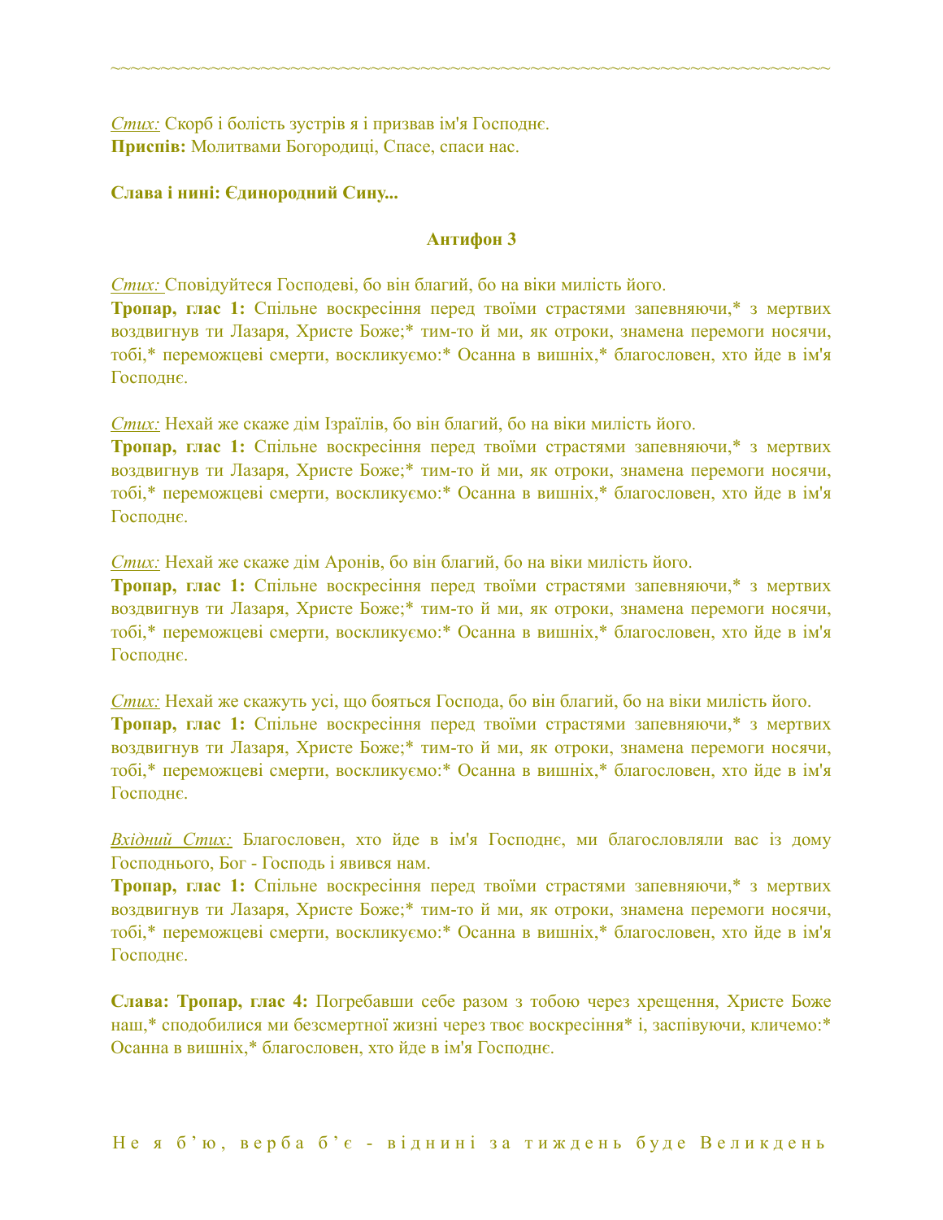*Стих:* Скорб і болість зустрів я і призвав ім'я Господнє.
**Приспів:** Молитвами Богородиці, Спасе, спаси нас.

**Слава і нині: Єдинородний Сину...**

**Антифон 3**

*Стих:* Сповідуйтеся Господеві, бо він благий, бо на віки милість його.
**Тропар, глас 1:** Спільне воскресіння перед твоїми страстями запевняючи,* з мертвих воздвигнув ти Лазаря, Христе Боже;* тим-то й ми, як отроки, знамена перемоги носячи, тобі,* переможцеві смерти, воскликуємо:* Осанна в вишніх,* благословен, хто йде в ім'я Господнє.

*Стих:* Нехай же скаже дім Ізраїлів, бо він благий, бо на віки милість його.
**Тропар, глас 1:** Спільне воскресіння перед твоїми страстями запевняючи,* з мертвих воздвигнув ти Лазаря, Христе Боже;* тим-то й ми, як отроки, знамена перемоги носячи, тобі,* переможцеві смерти, воскликуємо:* Осанна в вишніх,* благословен, хто йде в ім'я Господнє.

*Стих:* Нехай же скаже дім Аронів, бо він благий, бо на віки милість його.
**Тропар, глас 1:** Спільне воскресіння перед твоїми страстями запевняючи,* з мертвих воздвигнув ти Лазаря, Христе Боже;* тим-то й ми, як отроки, знамена перемоги носячи, тобі,* переможцеві смерти, воскликуємо:* Осанна в вишніх,* благословен, хто йде в ім'я Господнє.

*Стих:* Нехай же скажуть усі, що бояться Господа, бо він благий, бо на віки милість його.
**Тропар, глас 1:** Спільне воскресіння перед твоїми страстями запевняючи,* з мертвих воздвигнув ти Лазаря, Христе Боже;* тим-то й ми, як отроки, знамена перемоги носячи, тобі,* переможцеві смерти, воскликуємо:* Осанна в вишніх,* благословен, хто йде в ім'я Господнє.

*Вхідний Стих:* Благословен, хто йде в ім'я Господнє, ми благословляли вас із дому Господнього, Бог - Господь і явився нам.
**Тропар, глас 1:** Спільне воскресіння перед твоїми страстями запевняючи,* з мертвих воздвигнув ти Лазаря, Христе Боже;* тим-то й ми, як отроки, знамена перемоги носячи, тобі,* переможцеві смерти, воскликуємо:* Осанна в вишніх,* благословен, хто йде в ім'я Господнє.

**Слава: Тропар, глас 4:** Погребавши себе разом з тобою через хрещення, Христе Боже наш,* сподобилися ми безсмертної жизні через твоє воскресіння* і, заспівуючи, кличемо:* Осанна в вишніх,* благословен, хто йде в ім'я Господнє.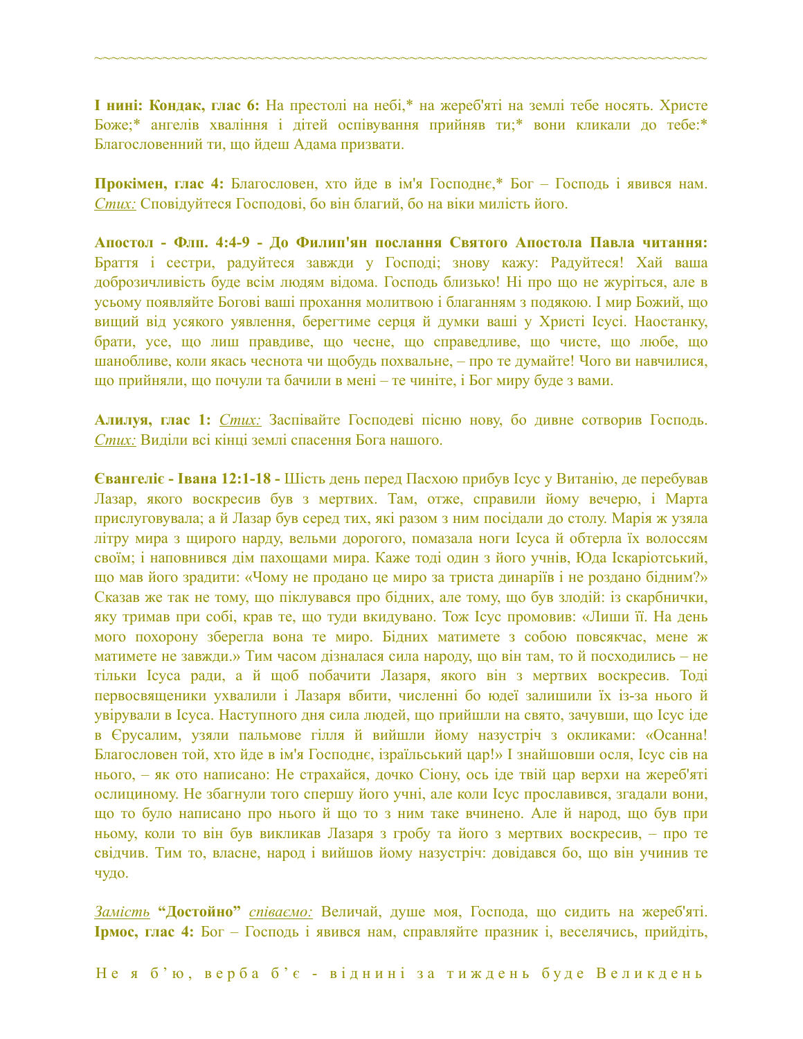**І нині: Кондак, глас 6:** На престолі на небі,* на жереб'яті на землі тебе носять. Христе Боже;* ангелів хваління і дітей оспівування прийняв ти;* вони кликали до тебе:* Благословенний ти, що йдеш Адама призвати.

**Прокімен, глас 4:** Благословен, хто йде в ім'я Господнє,* Бог – Господь і явився нам. *Стих:* Сповідуйтеся Господові, бо він благий, бо на віки милість його.

**Апостол - Флп. 4:4-9 - До Филип'ян послання Святого Апостола Павла читання:** Браття і сестри, радуйтеся завжди у Господі; знову кажу: Радуйтеся! Хай ваша доброзичливість буде всім людям відома. Господь близько! Ні про що не журіться, але в усьому появляйте Богові ваші прохання молитвою і благанням з подякою. І мир Божий, що вищий від усякого уявлення, берегтиме серця й думки ваші у Христі Ісусі. Наостанку, брати, усе, що лиш правдиве, що чесне, що справедливе, що чисте, що любе, що шанобливе, коли якась чеснота чи щобудь похвальне, – про те думайте! Чого ви навчилися, що прийняли, що почули та бачили в мені – те чиніте, і Бог миру буде з вами.

**Алилуя, глас 1:** *Стих:* Заспівайте Господеві пісню нову, бо дивне сотворив Господь. *Стих:* Виділи всі кінці землі спасення Бога нашого.

**Євангеліє - Івана 12:1-18 -** Шість день перед Пасхою прибув Ісус у Витанію, де перебував Лазар, якого воскресив був з мертвих. Там, отже, справили йому вечерю, і Марта прислуговувала; а й Лазар був серед тих, які разом з ним посідали до столу. Марія ж узяла літру мира з щирого нарду, вельми дорогого, помазала ноги Ісуса й обтерла їх волоссям своїм; і наповнився дім пахощами мира. Каже тоді один з його учнів, Юда Іскаріотський, що мав його зрадити: «Чому не продано це миро за триста динаріїв і не роздано бідним?» Сказав же так не тому, що піклувався про бідних, але тому, що був злодій: із скарбнички, яку тримав при собі, крав те, що туди вкидувано. Тож Ісус промовив: «Лиши її. На день мого похорону зберегла вона те миро. Бідних матимете з собою повсякчас, мене ж матимете не завжди.» Тим часом дізналася сила народу, що він там, то й посходились – не тільки Ісуса ради, а й щоб побачити Лазаря, якого він з мертвих воскресив. Тоді первосвященики ухвалили і Лазаря вбити, численні бо юдеї залишили їх із-за нього й увірували в Ісуса. Наступного дня сила людей, що прийшли на свято, зачувши, що Ісус іде в Єрусалим, узяли пальмове гілля й вийшли йому назустріч з окликами: «Осанна! Благословен той, хто йде в ім'я Господнє, ізраїльський цар!» І знайшовши осля, Ісус сів на нього, – як ото написано: Не страхайся, дочко Сіону, ось іде твій цар верхи на жереб'яті ослициному. Не збагнули того спершу його учні, але коли Ісус прославився, згадали вони, що то було написано про нього й що то з ним таке вчинено. Але й народ, що був при ньому, коли то він був викликав Лазаря з гробу та його з мертвих воскресив, – про те свідчив. Тим то, власне, народ і вийшов йому назустріч: довідався бо, що він учинив те чудо.

*Замість* **"Достойно"** *співаємо:* Величай, душе моя, Господа, що сидить на жереб'яті. **Ірмос, глас 4:** Бог – Господь і явився нам, справляйте празник і, веселячись, прийдіть,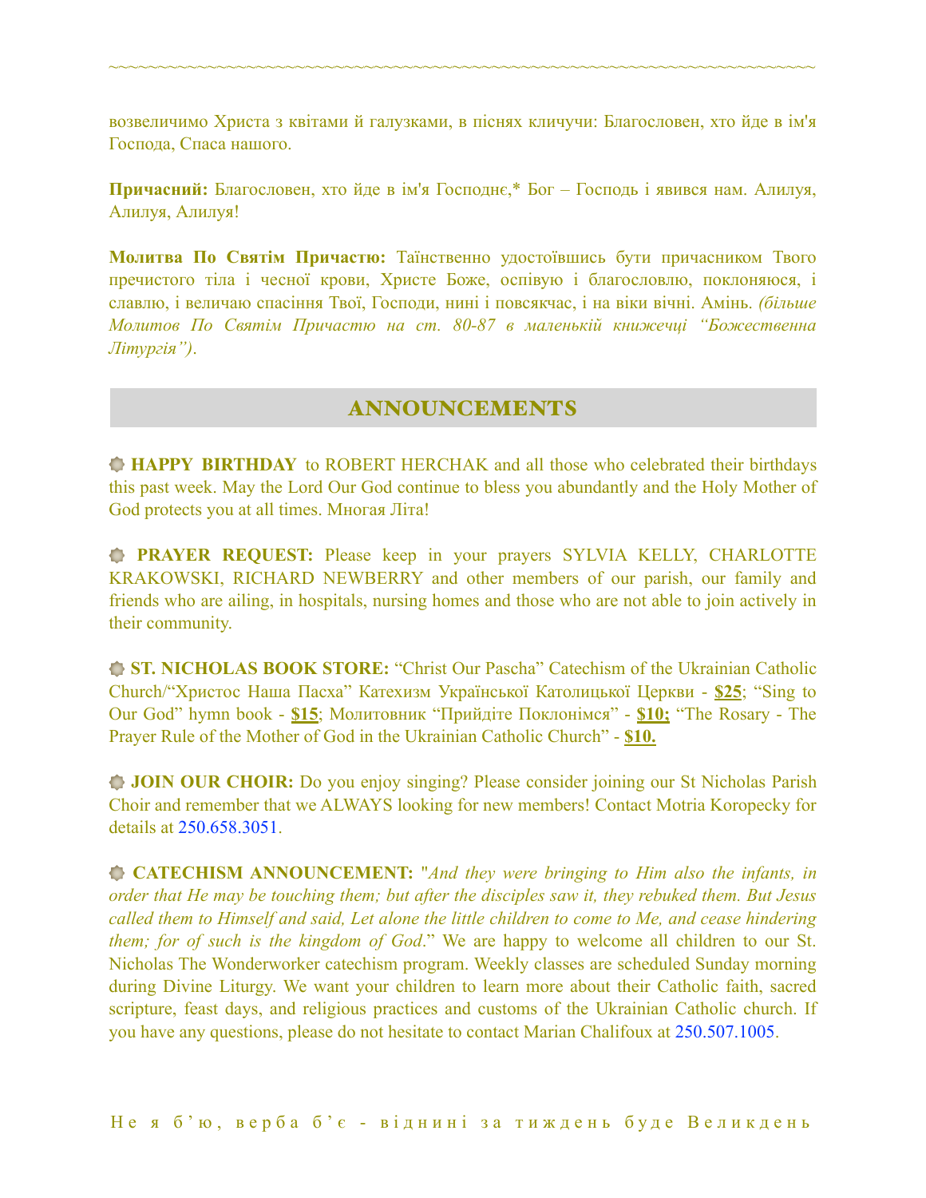возвеличимо Христа з квітами й галузками, в піснях кличучи: Благословен, хто йде в ім'я Господа, Спаса нашого.

**Причасний:** Благословен, хто йде в ім'я Господнє,* Бог – Господь і явився нам. Алилуя, Алилуя, Алилуя!

**Молитва По Святім Причастю:** Таїнственно удостоївшись бути причасником Твого пречистого тіла і чесної крови, Христе Боже, оспівую і благословлю, поклоняюся, і славлю, і величаю спасіння Твої, Господи, нині і повсякчас, і на віки вічні. Амінь. *(більше Молитов По Святім Причастю на ст. 80-87 в маленькій книжечці "Божественна Літургія")*.

## ANNOUNCEMENTS

**HAPPY BIRTHDAY** to ROBERT HERCHAK and all those who celebrated their birthdays this past week. May the Lord Our God continue to bless you abundantly and the Holy Mother of God protects you at all times. Многая Літа!

**PRAYER REQUEST:** Please keep in your prayers SYLVIA KELLY, CHARLOTTE KRAKOWSKI, RICHARD NEWBERRY and other members of our parish, our family and friends who are ailing, in hospitals, nursing homes and those who are not able to join actively in their community.

**ST. NICHOLAS BOOK STORE:** "Christ Our Pascha" Catechism of the Ukrainian Catholic Church/"Христос Наша Пасха" Катехизм Української Католицької Церкви - **$25**; "Sing to Our God" hymn book - **$15**; Молитовник "Прийдіте Поклонімся" - **$10;** "The Rosary - The Prayer Rule of the Mother of God in the Ukrainian Catholic Church" - **$10.**

**JOIN OUR CHOIR:** Do you enjoy singing? Please consider joining our St Nicholas Parish Choir and remember that we ALWAYS looking for new members! Contact Motria Koropecky for details at 250.658.3051.

**CATECHISM ANNOUNCEMENT:** "*And they were bringing to Him also the infants, in order that He may be touching them; but after the disciples saw it, they rebuked them. But Jesus called them to Himself and said, Let alone the little children to come to Me, and cease hindering them; for of such is the kingdom of God*." We are happy to welcome all children to our St. Nicholas The Wonderworker catechism program. Weekly classes are scheduled Sunday morning during Divine Liturgy. We want your children to learn more about their Catholic faith, sacred scripture, feast days, and religious practices and customs of the Ukrainian Catholic church. If you have any questions, please do not hesitate to contact Marian Chalifoux at 250.507.1005.

Не я б'ю, верба б'є - віднині за тиждень буде Великдень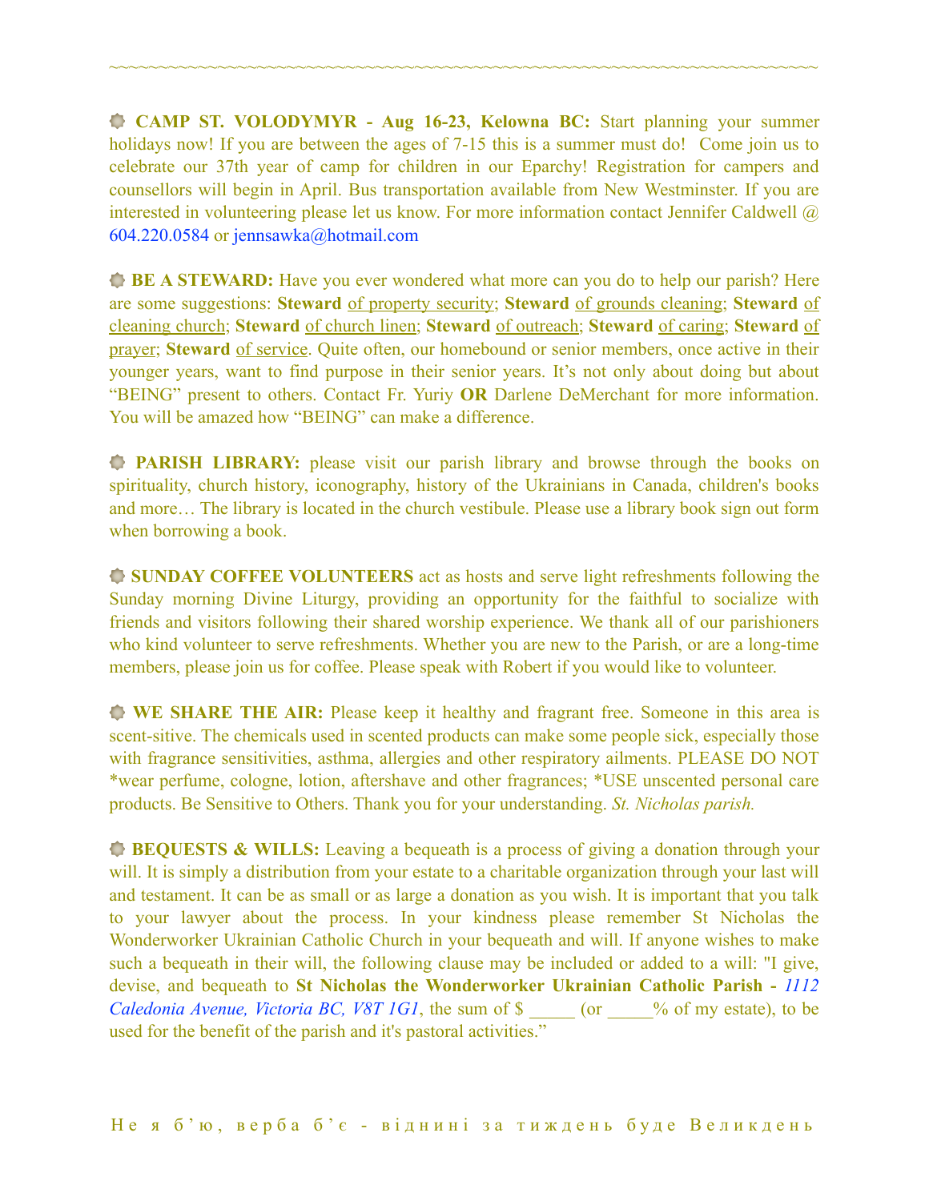~~~~~~~~~~~~~~~~~~~~~~~~~~~~~~~~~~~~~~~~~~~~~~~~~~~~~~~~~~~~~~~~~~~~~~~~~~

**CAMP ST. VOLODYMYR - Aug 16-23, Kelowna BC:** Start planning your summer holidays now! If you are between the ages of 7-15 this is a summer must do! Come join us to celebrate our 37th year of camp for children in our Eparchy! Registration for campers and counsellors will begin in April. Bus transportation available from New Westminster. If you are interested in volunteering please let us know. For more information contact Jennifer Caldwell @ 604.220.0584 or jennsawka@hotmail.com

**BE A STEWARD:** Have you ever wondered what more can you do to help our parish? Here are some suggestions: **Steward** of property security; **Steward** of grounds cleaning; **Steward** of cleaning church; **Steward** of church linen; **Steward** of outreach; **Steward** of caring; **Steward** of prayer; **Steward** of service. Quite often, our homebound or senior members, once active in their younger years, want to find purpose in their senior years. It's not only about doing but about "BEING" present to others. Contact Fr. Yuriy **OR** Darlene DeMerchant for more information. You will be amazed how "BEING" can make a difference.

**PARISH LIBRARY:** please visit our parish library and browse through the books on spirituality, church history, iconography, history of the Ukrainians in Canada, children's books and more… The library is located in the church vestibule. Please use a library book sign out form when borrowing a book.

**SUNDAY COFFEE VOLUNTEERS** act as hosts and serve light refreshments following the Sunday morning Divine Liturgy, providing an opportunity for the faithful to socialize with friends and visitors following their shared worship experience. We thank all of our parishioners who kind volunteer to serve refreshments. Whether you are new to the Parish, or are a long-time members, please join us for coffee. Please speak with Robert if you would like to volunteer.

**WE SHARE THE AIR:** Please keep it healthy and fragrant free. Someone in this area is scent-sitive. The chemicals used in scented products can make some people sick, especially those with fragrance sensitivities, asthma, allergies and other respiratory ailments. PLEASE DO NOT *wear perfume, cologne, lotion, aftershave and other fragrances; *USE unscented personal care products. Be Sensitive to Others. Thank you for your understanding. *St. Nicholas parish.*

**BEQUESTS & WILLS:** Leaving a bequeath is a process of giving a donation through your will. It is simply a distribution from your estate to a charitable organization through your last will and testament. It can be as small or as large a donation as you wish. It is important that you talk to your lawyer about the process. In your kindness please remember St Nicholas the Wonderworker Ukrainian Catholic Church in your bequeath and will. If anyone wishes to make such a bequeath in their will, the following clause may be included or added to a will: "I give, devise, and bequeath to **St Nicholas the Wonderworker Ukrainian Catholic Parish -** *1112 Caledonia Avenue, Victoria BC, V8T 1G1*, the sum of $ _____ (or _____% of my estate), to be used for the benefit of the parish and it's pastoral activities."

Не я б'ю, верба б'є - віднині за тиждень буде Великдень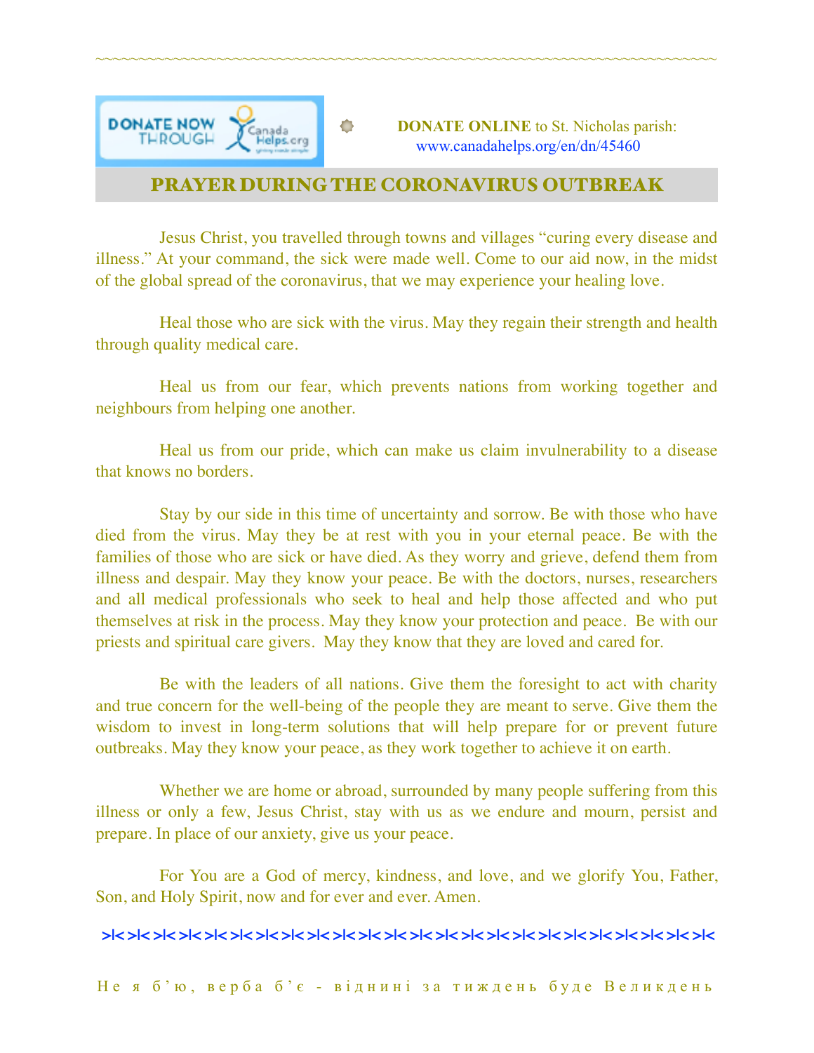~~~~~~~~~~~~~~~~~~~~~~~~~~~~~~~~~~~~~~~~~~~~~~~~~~~~~~~~~~~~~~~~~~~~~~~~~~~~~~~~~~~~~

DONATE NOW THROUGH CanadaHelps.org

**DONATE ONLINE** to St. Nicholas parish: www.canadahelps.org/en/dn/45460

## PRAYER DURING THE CORONAVIRUS OUTBREAK

Jesus Christ, you travelled through towns and villages "curing every disease and illness." At your command, the sick were made well. Come to our aid now, in the midst of the global spread of the coronavirus, that we may experience your healing love.

Heal those who are sick with the virus. May they regain their strength and health through quality medical care.

Heal us from our fear, which prevents nations from working together and neighbours from helping one another.

Heal us from our pride, which can make us claim invulnerability to a disease that knows no borders.

Stay by our side in this time of uncertainty and sorrow. Be with those who have died from the virus. May they be at rest with you in your eternal peace. Be with the families of those who are sick or have died. As they worry and grieve, defend them from illness and despair. May they know your peace. Be with the doctors, nurses, researchers and all medical professionals who seek to heal and help those affected and who put themselves at risk in the process. May they know your protection and peace. Be with our priests and spiritual care givers. May they know that they are loved and cared for.

Be with the leaders of all nations. Give them the foresight to act with charity and true concern for the well-being of the people they are meant to serve. Give them the wisdom to invest in long-term solutions that will help prepare for or prevent future outbreaks. May they know your peace, as they work together to achieve it on earth.

Whether we are home or abroad, surrounded by many people suffering from this illness or only a few, Jesus Christ, stay with us as we endure and mourn, persist and prepare. In place of our anxiety, give us your peace.

For You are a God of mercy, kindness, and love, and we glorify You, Father, Son, and Holy Spirit, now and for ever and ever. Amen.

>|< >|< >|< >|< >|< >|< >|< >|< >|< >|< >|< >|< >|< >|< >|< >|< >|< >|< >|< >|< >|< >|< >|< >|< >|< >|<

Не я б'ю, верба б'є - віднині за тиждень буде Великдень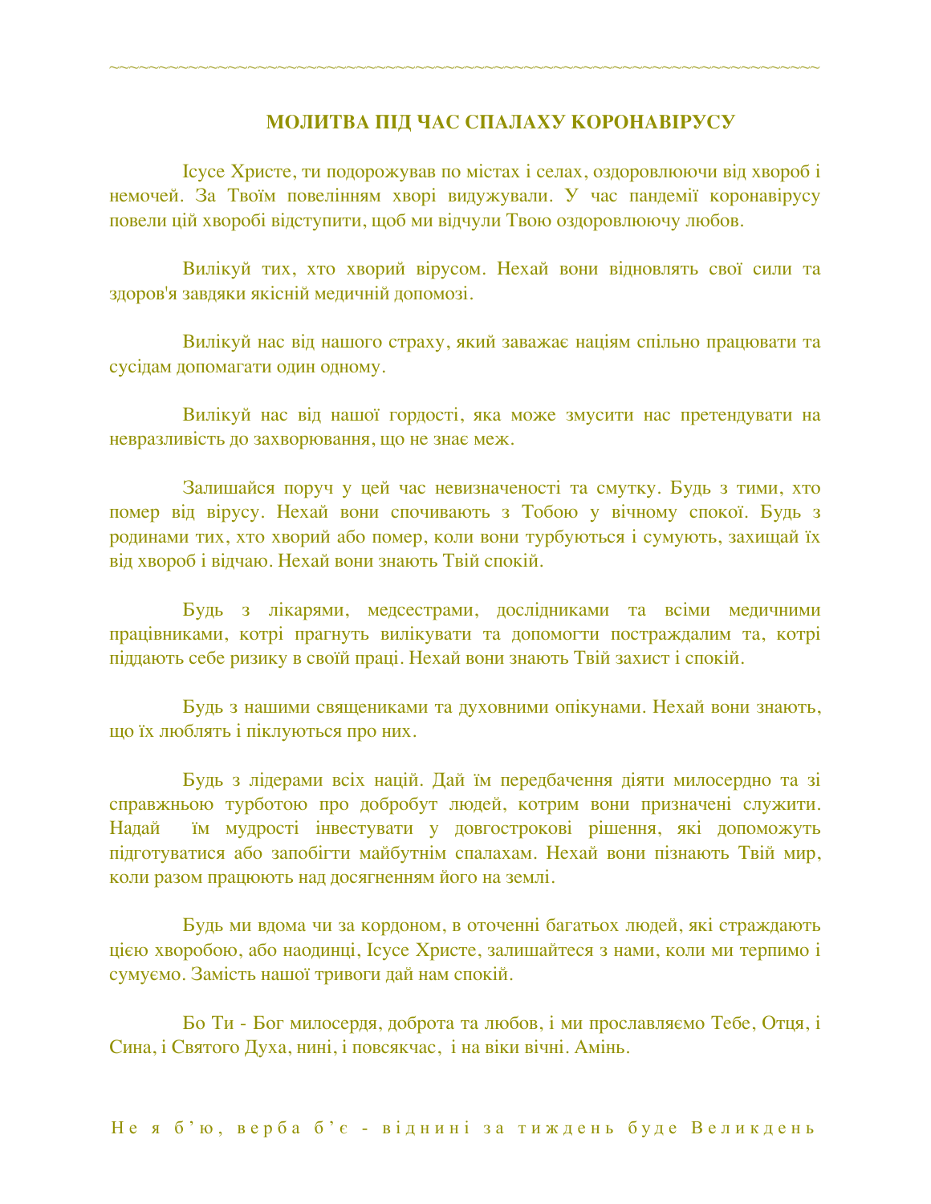## МОЛИТВА ПІД ЧАС СПАЛАХУ КОРОНАВІРУСУ

Ісусе Христе, ти подорожував по містах і селах, оздоровлюючи від хвороб і немочей. За Твоїм повелінням хворі видужували. У час пандемії коронавірусу повели цій хворобі відступити, щоб ми відчули Твою оздоровлюючу любов.

Вилікуй тих, хто хворий вірусом. Нехай вони відновлять свої сили та здоров'я завдяки якісній медичній допомозі.

Вилікуй нас від нашого страху, який заважає націям спільно працювати та сусідам допомагати один одному.

Вилікуй нас від нашої гордості, яка може змусити нас претендувати на невразливість до захворювання, що не знає меж.

Залишайся поруч у цей час невизначеності та смутку. Будь з тими, хто помер від вірусу. Нехай вони спочивають з Тобою у вічному спокої. Будь з родинами тих, хто хворий або помер, коли вони турбуються і сумують, захищай їх від хвороб і відчаю. Нехай вони знають Твій спокій.

Будь з лікарями, медсестрами, дослідниками та всіми медичними працівниками, котрі прагнуть вилікувати та допомогти постраждалим та, котрі піддають себе ризику в своїй праці. Нехай вони знають Твій захист і спокій.

Будь з нашими священиками та духовними опікунами. Нехай вони знають, що їх люблять і піклуються про них.

Будь з лідерами всіх націй. Дай їм передбачення діяти милосердно та зі справжньою турботою про добробут людей, котрим вони призначені служити. Надай їм мудрості інвестувати у довгострокові рішення, які допоможуть підготуватися або запобігти майбутнім спалахам. Нехай вони пізнають Твій мир, коли разом працюють над досягненням його на землі.

Будь ми вдома чи за кордоном, в оточенні багатьох людей, які страждають цією хворобою, або наодинці, Ісусе Христе, залишайтеся з нами, коли ми терпимо і сумуємо. Замість нашої тривоги дай нам спокій.

Бо Ти - Бог милосердя, доброта та любов, і ми прославляємо Тебе, Отця, і Сина, і Святого Духа, нині, і повсякчас, і на віки вічні. Амінь.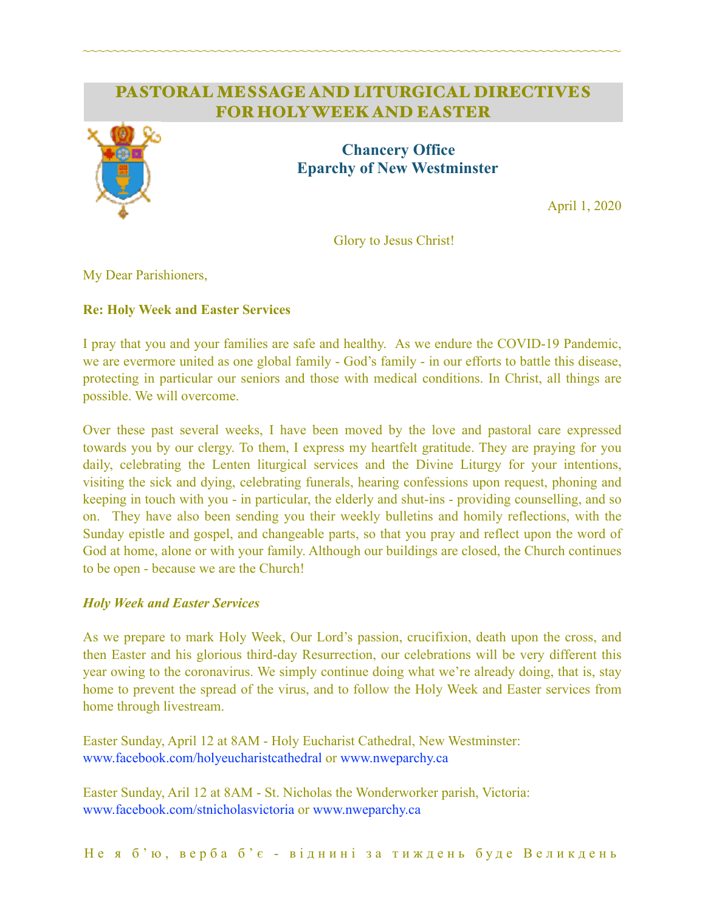~~~~~~~~~~~~~~~~~~~~~~~~~~~~~~~~~~~~~~~~~~~~~~~~~~~~~~~~~~~~~~~~~~~~~~~~~~~~~~~~

## PASTORAL MESSAGE AND LITURGICAL DIRECTIVES FOR HOLY WEEK AND EASTER

**Chancery Office**
**Eparchy of New Westminster**

April 1, 2020

Glory to Jesus Christ!

My Dear Parishioners,

**Re: Holy Week and Easter Services**

I pray that you and your families are safe and healthy. As we endure the COVID-19 Pandemic, we are evermore united as one global family - God's family - in our efforts to battle this disease, protecting in particular our seniors and those with medical conditions. In Christ, all things are possible. We will overcome.

Over these past several weeks, I have been moved by the love and pastoral care expressed towards you by our clergy. To them, I express my heartfelt gratitude. They are praying for you daily, celebrating the Lenten liturgical services and the Divine Liturgy for your intentions, visiting the sick and dying, celebrating funerals, hearing confessions upon request, phoning and keeping in touch with you - in particular, the elderly and shut-ins - providing counselling, and so on. They have also been sending you their weekly bulletins and homily reflections, with the Sunday epistle and gospel, and changeable parts, so that you pray and reflect upon the word of God at home, alone or with your family. Although our buildings are closed, the Church continues to be open - because we are the Church!

***Holy Week and Easter Services***

As we prepare to mark Holy Week, Our Lord's passion, crucifixion, death upon the cross, and then Easter and his glorious third-day Resurrection, our celebrations will be very different this year owing to the coronavirus. We simply continue doing what we're already doing, that is, stay home to prevent the spread of the virus, and to follow the Holy Week and Easter services from home through livestream.

Easter Sunday, April 12 at 8AM - Holy Eucharist Cathedral, New Westminster: www.facebook.com/holyeucharistcathedral or www.nweparchy.ca

Easter Sunday, Aril 12 at 8AM - St. Nicholas the Wonderworker parish, Victoria: www.facebook.com/stnicholasvictoria or www.nweparchy.ca

Не я б'ю, верба б'є - віднині за тиждень буде Великдень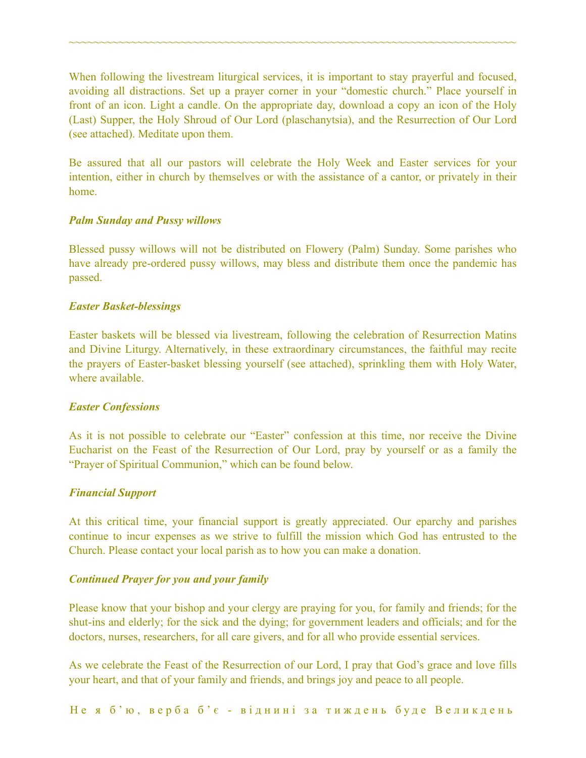When following the livestream liturgical services, it is important to stay prayerful and focused, avoiding all distractions. Set up a prayer corner in your "domestic church." Place yourself in front of an icon. Light a candle. On the appropriate day, download a copy an icon of the Holy (Last) Supper, the Holy Shroud of Our Lord (plaschanytsia), and the Resurrection of Our Lord (see attached). Meditate upon them.

Be assured that all our pastors will celebrate the Holy Week and Easter services for your intention, either in church by themselves or with the assistance of a cantor, or privately in their home.

***Palm Sunday and Pussy willows***

Blessed pussy willows will not be distributed on Flowery (Palm) Sunday. Some parishes who have already pre-ordered pussy willows, may bless and distribute them once the pandemic has passed.

***Easter Basket-blessings***

Easter baskets will be blessed via livestream, following the celebration of Resurrection Matins and Divine Liturgy. Alternatively, in these extraordinary circumstances, the faithful may recite the prayers of Easter-basket blessing yourself (see attached), sprinkling them with Holy Water, where available.

***Easter Confessions***

As it is not possible to celebrate our "Easter" confession at this time, nor receive the Divine Eucharist on the Feast of the Resurrection of Our Lord, pray by yourself or as a family the "Prayer of Spiritual Communion," which can be found below.

***Financial Support***

At this critical time, your financial support is greatly appreciated. Our eparchy and parishes continue to incur expenses as we strive to fulfill the mission which God has entrusted to the Church. Please contact your local parish as to how you can make a donation.

***Continued Prayer for you and your family***

Please know that your bishop and your clergy are praying for you, for family and friends; for the shut-ins and elderly; for the sick and the dying; for government leaders and officials; and for the doctors, nurses, researchers, for all care givers, and for all who provide essential services.

As we celebrate the Feast of the Resurrection of our Lord, I pray that God's grace and love fills your heart, and that of your family and friends, and brings joy and peace to all people.

Не я б'ю, верба б'є - віднині за тиждень буде Великдень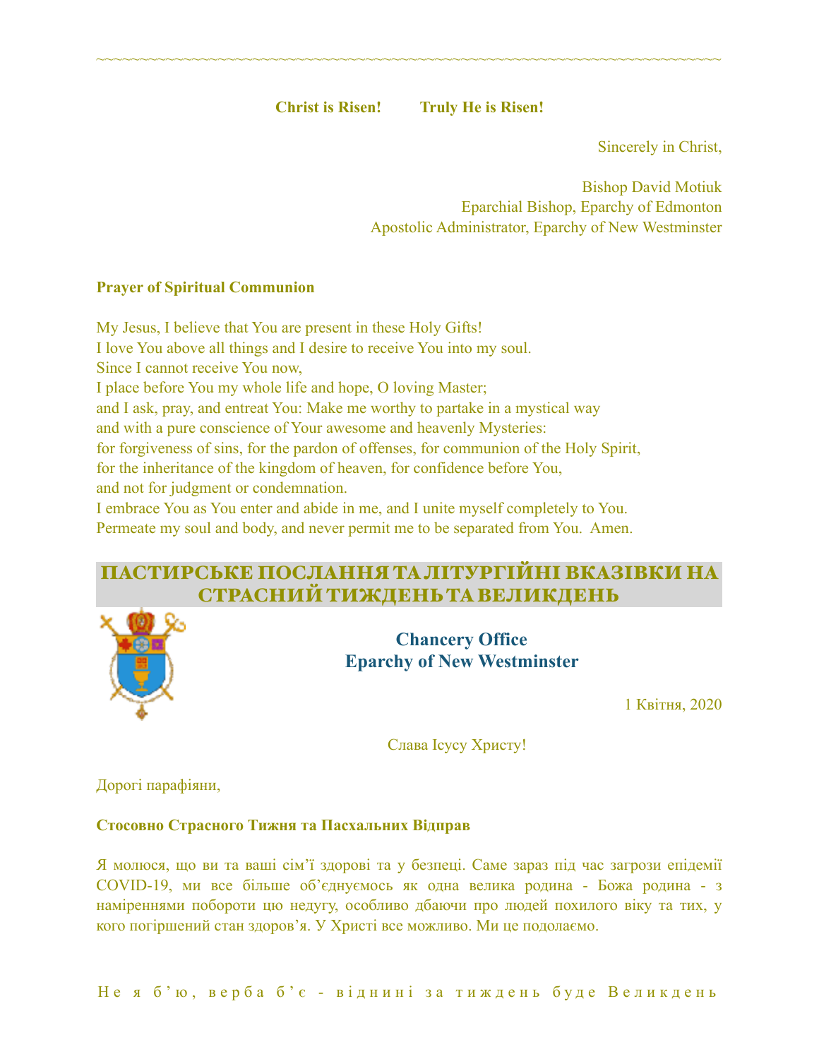**Christ is Risen! Truly He is Risen!**

Sincerely in Christ,

Bishop David Motiuk
Eparchial Bishop, Eparchy of Edmonton
Apostolic Administrator, Eparchy of New Westminster

**Prayer of Spiritual Communion**

My Jesus, I believe that You are present in these Holy Gifts!
I love You above all things and I desire to receive You into my soul.
Since I cannot receive You now,
I place before You my whole life and hope, O loving Master;
and I ask, pray, and entreat You: Make me worthy to partake in a mystical way
and with a pure conscience of Your awesome and heavenly Mysteries:
for forgiveness of sins, for the pardon of offenses, for communion of the Holy Spirit,
for the inheritance of the kingdom of heaven, for confidence before You,
and not for judgment or condemnation.
I embrace You as You enter and abide in me, and I unite myself completely to You.
Permeate my soul and body, and never permit me to be separated from You. Amen.

## ПАСТИРСЬКЕ ПОСЛАННЯ ТА ЛІТУРГІЙНІ ВКАЗІВКИ НА СТРАСНИЙ ТИЖДЕНЬ ТА ВЕЛИКДЕНЬ

**Chancery Office**
**Eparchy of New Westminster**

1 Квітня, 2020

Слава Ісусу Христу!

Дорогі парафіяни,

**Стосовно Страсного Тижня та Пасхальних Відправ**

Я молюся, що ви та ваші сім'ї здорові та у безпеці. Саме зараз під час загрози епідемії COVID-19, ми все більше об'єднуємось як одна велика родина - Божа родина - з наміреннями побороти цю недугу, особливо дбаючи про людей похилого віку та тих, у кого погіршений стан здоров'я. У Христі все можливо. Ми це подолаємо.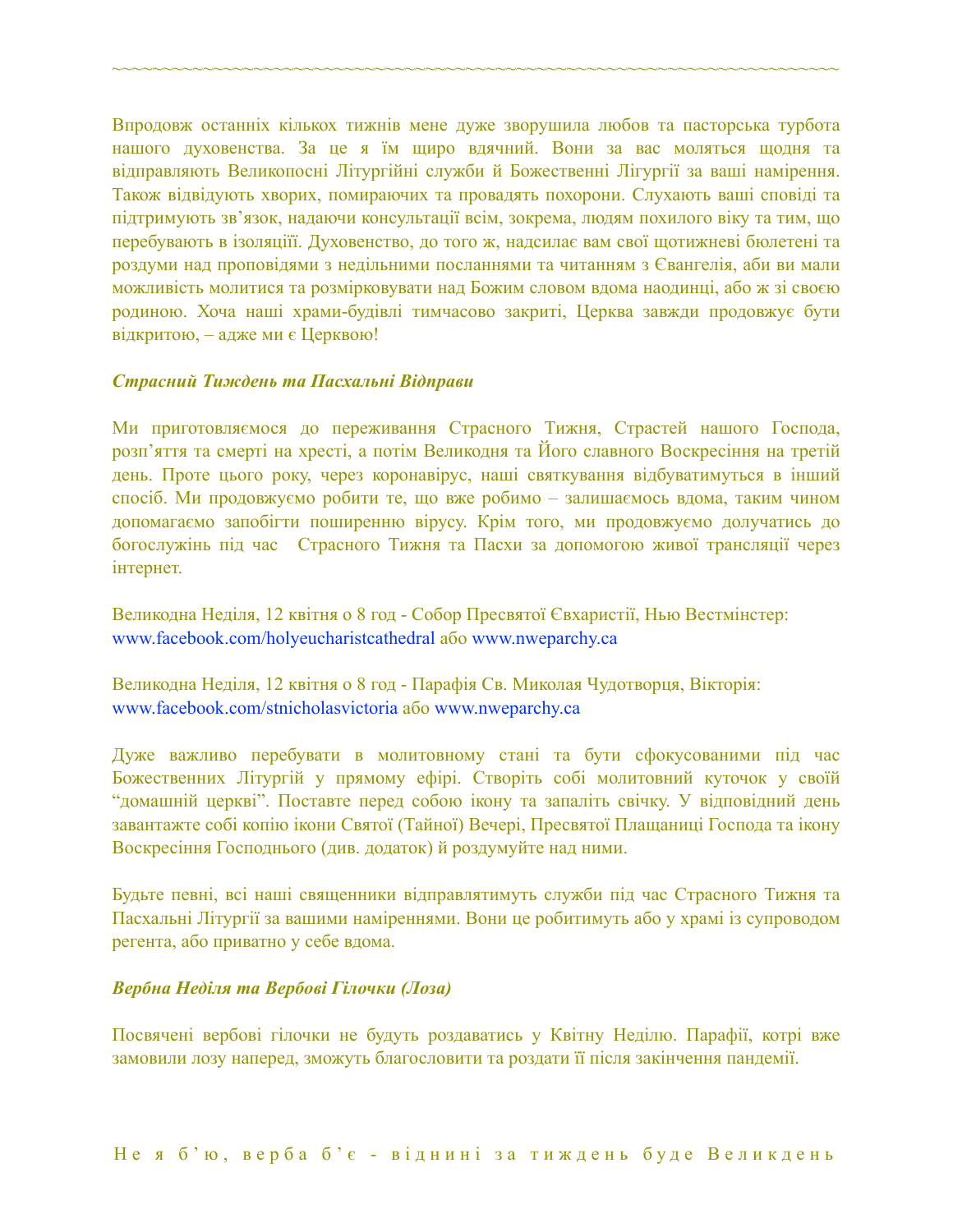~~~~~~~~~~~~~~~~~~~~~~~~~~~~~~~~~~~~~~~~~~~~~~~~~~~~~~~~~~~~~~~~~~~~~~~~~~~~~~~~

Впродовж останніх кількох тижнів мене дуже зворушила любов та пасторська турбота нашого духовенства. За це я їм щиро вдячний. Вони за вас моляться щодня та відправляють Великопосні Літургійні служби й Божественні Лігургії за ваші намірення. Також відвідують хворих, помираючих та провадять похорони. Слухають ваші сповіді та підтримують зв'язок, надаючи консультації всім, зокрема, людям похилого віку та тим, що перебувають в ізоляціїї. Духовенство, до того ж, надсилає вам свої щотижневі бюлетені та роздуми над проповідями з недільними посланнями та читанням з Євангелія, аби ви мали можливість молитися та розмірковувати над Божим словом вдома наодинці, або ж зі своєю родиною. Хоча наші храми-будівлі тимчасово закриті, Церква завжди продовжує бути відкритою, – адже ми є Церквою!

***Страсний Тиждень та Пасхальні Відправи***

Ми приготовляємося до переживання Страсного Тижня, Страстей нашого Господа, розп'яття та смерті на хресті, а потім Великодня та Його славного Воскресіння на третій день. Проте цього року, через коронавірус, наші святкування відбуватимуться в інший спосіб. Ми продовжуємо робити те, що вже робимо – залишаємось вдома, таким чином допомагаємо запобігти поширенню вірусу. Крім того, ми продовжуємо долучатись до богослужінь під час Страсного Тижня та Пасхи за допомогою живої трансляції через інтернет.

Великодна Неділя, 12 квітня о 8 год - Собор Пресвятої Євхаристії, Нью Вестмінстер:
www.facebook.com/holyeucharistcathedral або www.nweparchy.ca

Великодна Неділя, 12 квітня о 8 год - Парафія Св. Миколая Чудотворця, Вікторія:
www.facebook.com/stnicholasvictoria або www.nweparchy.ca

Дуже важливо перебувати в молитовному стані та бути сфокусованими під час Божественних Літургій у прямому ефірі. Створіть собі молитовний куточок у своїй "домашній церкві". Поставте перед собою ікону та запаліть свічку. У відповідний день завантажте собі копію ікони Святої (Тайної) Вечері, Пресвятої Плащаниці Господа та ікону Воскресіння Господнього (див. додаток) й роздумуйте над ними.

Будьте певні, всі наші священники відправлятимуть служби під час Страсного Тижня та Пасхальні Літургії за вашими наміреннями. Вони це робитимуть або у храмі із супроводом регента, або приватно у себе вдома.

***Вербна Неділя та Вербові Гілочки (Лоза)***

Посвячені вербові гілочки не будуть роздаватись у Квітну Неділю. Парафії, котрі вже замовили лозу наперед, зможуть благословити та роздати її після закінчення пандемії.

Не я б'ю, верба б'є - віднині за тиждень буде Великдень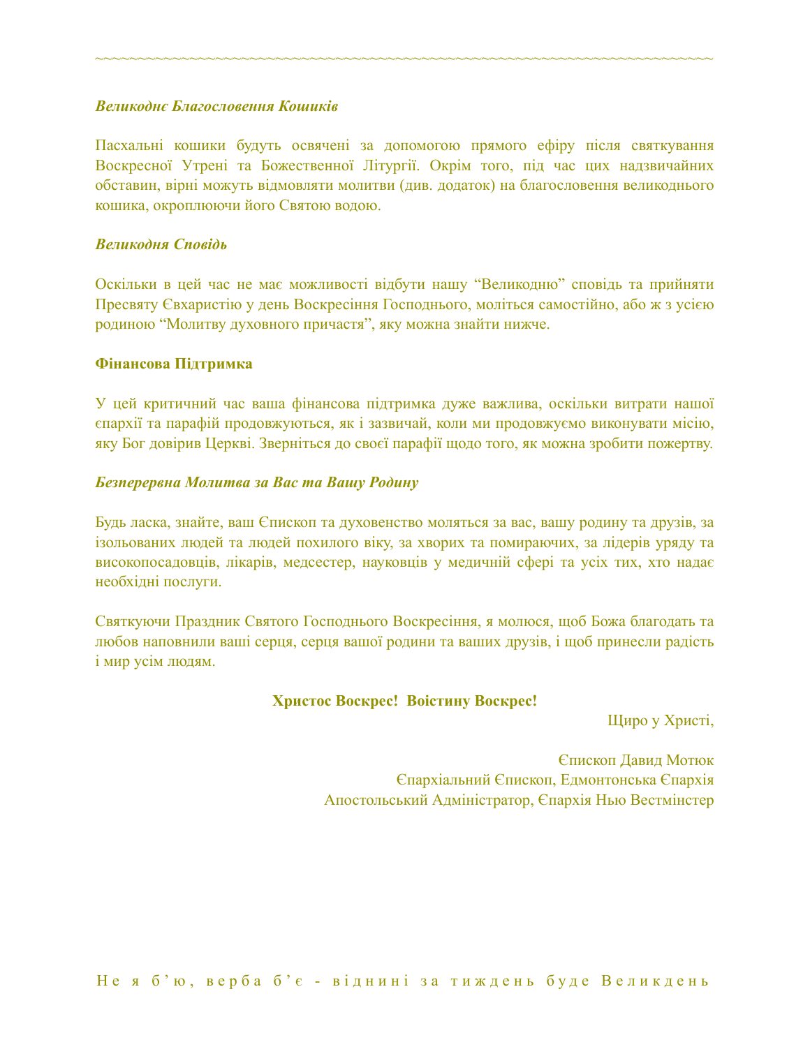*Великоднє Благословення Кошиків*

Пасхальні кошики будуть освячені за допомогою прямого ефіру після святкування Воскресної Утрені та Божественної Літургії. Окрім того, під час цих надзвичайних обставин, вірні можуть відмовляти молитви (див. додаток) на благословення великоднього кошика, окроплюючи його Святою водою.

*Великодня Сповідь*

Оскільки в цей час не має можливості відбути нашу "Великодню" сповідь та прийняти Пресвяту Євхаристію у день Воскресіння Господнього, моліться самостійно, або ж з усією родиною "Молитву духовного причастя", яку можна знайти нижче.

**Фінансова Підтримка**

У цей критичний час ваша фінансова підтримка дуже важлива, оскільки витрати нашої єпархії та парафій продовжуються, як і зазвичай, коли ми продовжуємо виконувати місію, яку Бог довірив Церкві. Зверніться до своєї парафії щодо того, як можна зробити пожертву.

*Безперервна Молитва за Вас та Вашу Родину*

Будь ласка, знайте, ваш Єпископ та духовенство моляться за вас, вашу родину та друзів, за ізольованих людей та людей похилого віку, за хворих та помираючих, за лідерів уряду та високопосадовців, лікарів, медсестер, науковців у медичній сфері та усіх тих, хто надає необхідні послуги.

Святкуючи Праздник Святого Господнього Воскресіння, я молюся, щоб Божа благодать та любов наповнили ваші серця, серця вашої родини та ваших друзів, і щоб принесли радість і мир усім людям.

**Христос Воскрес! Воістину Воскрес!**

Щиро у Христі,

Єпископ Давид Мотюк
Єпархіальний Єпископ, Едмонтонська Єпархія
Апостольський Адміністратор, Єпархія Нью Вестмінстер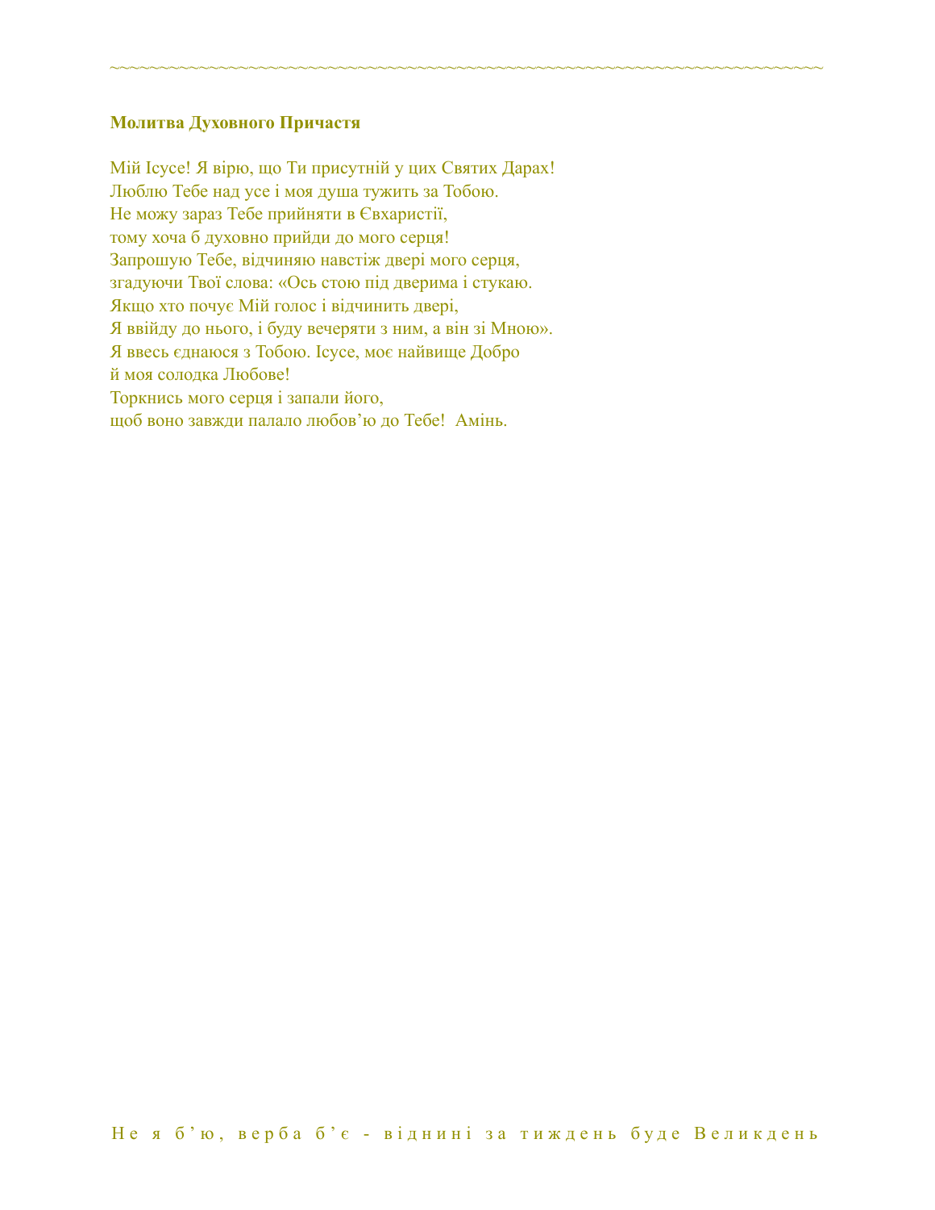**Молитва Духовного Причастя**

Мій Ісусе! Я вірю, що Ти присутній у цих Святих Дарах!
Люблю Тебе над усе і моя душа тужить за Тобою.
Не можу зараз Тебе прийняти в Євхаристії,
тому хоча б духовно прийди до мого серця!
Запрошую Тебе, відчиняю навстіж двері мого серця,
згадуючи Твої слова: «Ось стою під дверима і стукаю.
Якщо хто почує Мій голос і відчинить двері,
Я ввійду до нього, і буду вечеряти з ним, а він зі Мною».
Я ввесь єднаюся з Тобою. Ісусе, моє найвище Добро
й моя солодка Любове!
Торкнись мого серця і запали його,
щоб воно завжди палало любов'ю до Тебе!  Амінь.